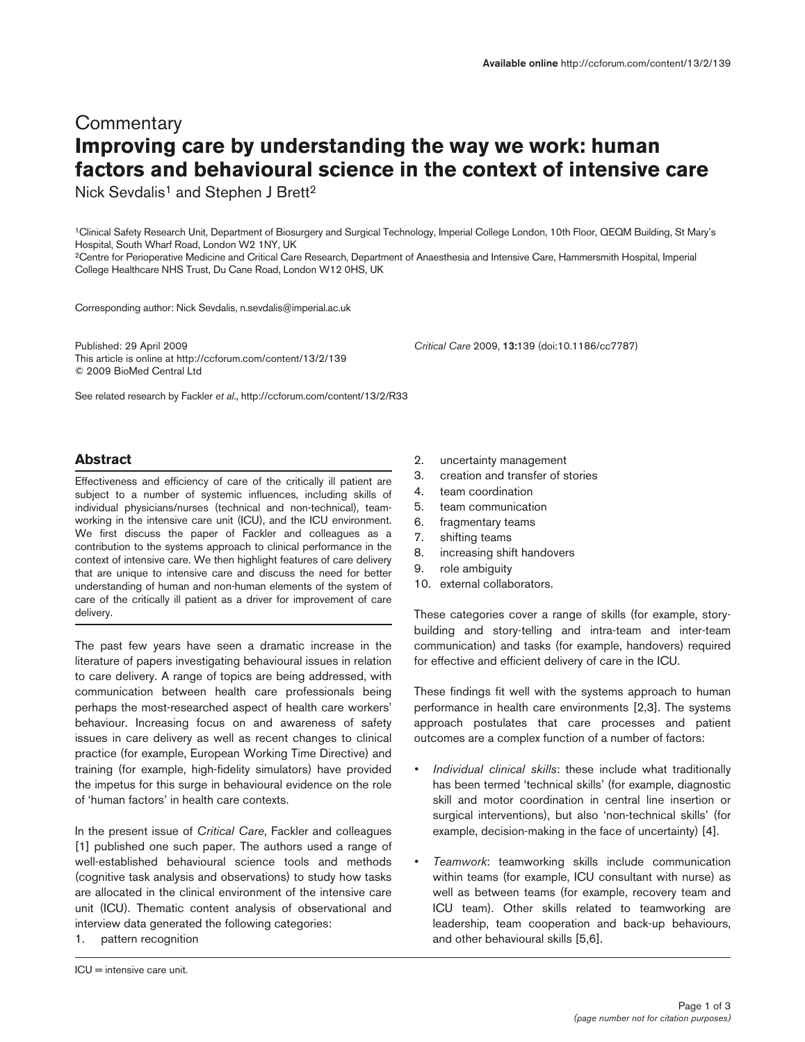Commentary

# Improving care by understanding the way we work: human factors and behavioural science in the context of intensive care

Nick Sevdalis[1] and Stephen J Brett[2]

[1]Clinical Safety Research Unit, Department of Biosurgery and Surgical Technology, Imperial College London, 10th Floor, QEQM Building, St Mary's Hospital, South Wharf Road, London W2 1NY, UK
[2]Centre for Perioperative Medicine and Critical Care Research, Department of Anaesthesia and Intensive Care, Hammersmith Hospital, Imperial College Healthcare NHS Trust, Du Cane Road, London W12 0HS, UK

Corresponding author: Nick Sevdalis, n.sevdalis@imperial.ac.uk

Published: 29 April 2009
This article is online at http://ccforum.com/content/13/2/139
© 2009 BioMed Central Ltd

*Critical Care* 2009, **13:**139 (doi:10.1186/cc7787)

See related research by Fackler *et al*., http://ccforum.com/content/13/2/R33

## Abstract

Effectiveness and efficiency of care of the critically ill patient are subject to a number of systemic influences, including skills of individual physicians/nurses (technical and non-technical), teamworking in the intensive care unit (ICU), and the ICU environment. We first discuss the paper of Fackler and colleagues as a contribution to the systems approach to clinical performance in the context of intensive care. We then highlight features of care delivery that are unique to intensive care and discuss the need for better understanding of human and non-human elements of the system of care of the critically ill patient as a driver for improvement of care delivery.

The past few years have seen a dramatic increase in the literature of papers investigating behavioural issues in relation to care delivery. A range of topics are being addressed, with communication between health care professionals being perhaps the most-researched aspect of health care workers' behaviour. Increasing focus on and awareness of safety issues in care delivery as well as recent changes to clinical practice (for example, European Working Time Directive) and training (for example, high-fidelity simulators) have provided the impetus for this surge in behavioural evidence on the role of 'human factors' in health care contexts.

In the present issue of *Critical Care*, Fackler and colleagues [1] published one such paper. The authors used a range of well-established behavioural science tools and methods (cognitive task analysis and observations) to study how tasks are allocated in the clinical environment of the intensive care unit (ICU). Thematic content analysis of observational and interview data generated the following categories:

1. pattern recognition
2. uncertainty management
3. creation and transfer of stories
4. team coordination
5. team communication
6. fragmentary teams
7. shifting teams
8. increasing shift handovers
9. role ambiguity
10. external collaborators.

These categories cover a range of skills (for example, story-building and story-telling and intra-team and inter-team communication) and tasks (for example, handovers) required for effective and efficient delivery of care in the ICU.

These findings fit well with the systems approach to human performance in health care environments [2,3]. The systems approach postulates that care processes and patient outcomes are a complex function of a number of factors:

- *Individual clinical skills*: these include what traditionally has been termed 'technical skills' (for example, diagnostic skill and motor coordination in central line insertion or surgical interventions), but also 'non-technical skills' (for example, decision-making in the face of uncertainty) [4].
- *Teamwork*: teamworking skills include communication within teams (for example, ICU consultant with nurse) as well as between teams (for example, recovery team and ICU team). Other skills related to teamworking are leadership, team cooperation and back-up behaviours, and other behavioural skills [5,6].

ICU = intensive care unit.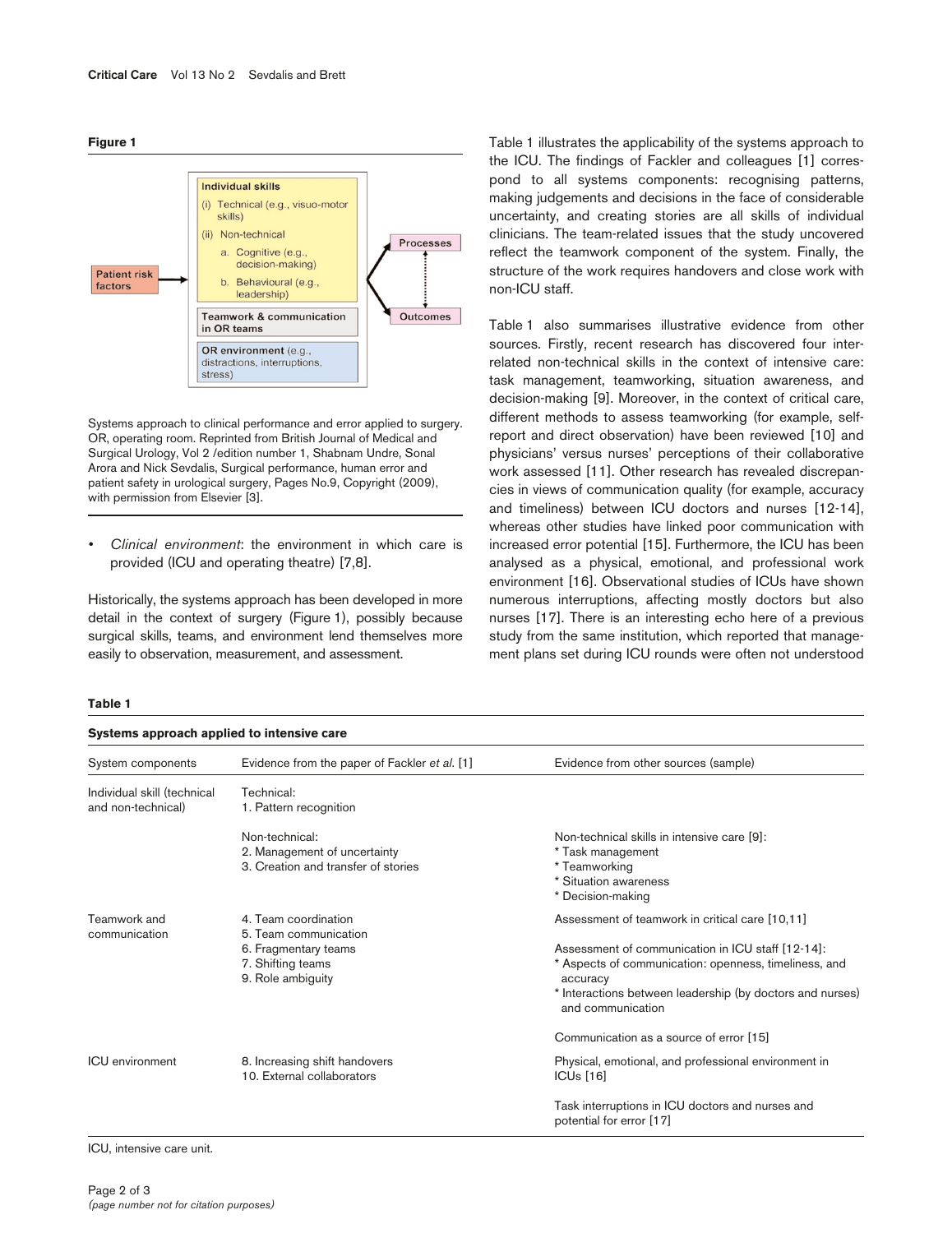**Figure 1**

Individual skills

(i) Technical (e.g., visuo-motor skills)

(ii) Non-technical

a. Cognitive (e.g., decision-making)

b. Behavioural (e.g., leadership)

Teamwork & communication in OR teams

OR environment (e.g., distractions, interruptions, stress)

Patient risk factors

Processes

Outcomes

Systems approach to clinical performance and error applied to surgery. OR, operating room. Reprinted from British Journal of Medical and Surgical Urology, Vol 2 /edition number 1, Shabnam Undre, Sonal Arora and Nick Sevdalis, Surgical performance, human error and patient safety in urological surgery, Pages No.9, Copyright (2009), with permission from Elsevier [3].

- *Clinical environment*: the environment in which care is provided (ICU and operating theatre) [7,8].

Historically, the systems approach has been developed in more detail in the context of surgery (Figure 1), possibly because surgical skills, teams, and environment lend themselves more easily to observation, measurement, and assessment.

Table 1 illustrates the applicability of the systems approach to the ICU. The findings of Fackler and colleagues [1] correspond to all systems components: recognising patterns, making judgements and decisions in the face of considerable uncertainty, and creating stories are all skills of individual clinicians. The team-related issues that the study uncovered reflect the teamwork component of the system. Finally, the structure of the work requires handovers and close work with non-ICU staff.

Table 1 also summarises illustrative evidence from other sources. Firstly, recent research has discovered four interrelated non-technical skills in the context of intensive care: task management, teamworking, situation awareness, and decision-making [9]. Moreover, in the context of critical care, different methods to assess teamworking (for example, self-report and direct observation) have been reviewed [10] and physicians' versus nurses' perceptions of their collaborative work assessed [11]. Other research has revealed discrepancies in views of communication quality (for example, accuracy and timeliness) between ICU doctors and nurses [12-14], whereas other studies have linked poor communication with increased error potential [15]. Furthermore, the ICU has been analysed as a physical, emotional, and professional work environment [16]. Observational studies of ICUs have shown numerous interruptions, affecting mostly doctors but also nurses [17]. There is an interesting echo here of a previous study from the same institution, which reported that management plans set during ICU rounds were often not understood

**Table 1**

**Systems approach applied to intensive care**

| System components | Evidence from the paper of Fackler *et al.* [1] | Evidence from other sources (sample) |
|---|---|---|
| Individual skill (technical and non-technical) | Technical:<br>1. Pattern recognition | |
| | Non-technical:<br>2. Management of uncertainty<br>3. Creation and transfer of stories | Non-technical skills in intensive care [9]:<br>* Task management<br>* Teamworking<br>* Situation awareness<br>* Decision-making |
| Teamwork and communication | 4. Team coordination<br>5. Team communication<br>6. Fragmentary teams<br>7. Shifting teams<br>9. Role ambiguity | Assessment of teamwork in critical care [10,11]<br><br>Assessment of communication in ICU staff [12-14]:<br>* Aspects of communication: openness, timeliness, and accuracy<br>* Interactions between leadership (by doctors and nurses) and communication<br><br>Communication as a source of error [15] |
| ICU environment | 8. Increasing shift handovers<br>10. External collaborators | Physical, emotional, and professional environment in ICUs [16]<br><br>Task interruptions in ICU doctors and nurses and potential for error [17] |

ICU, intensive care unit.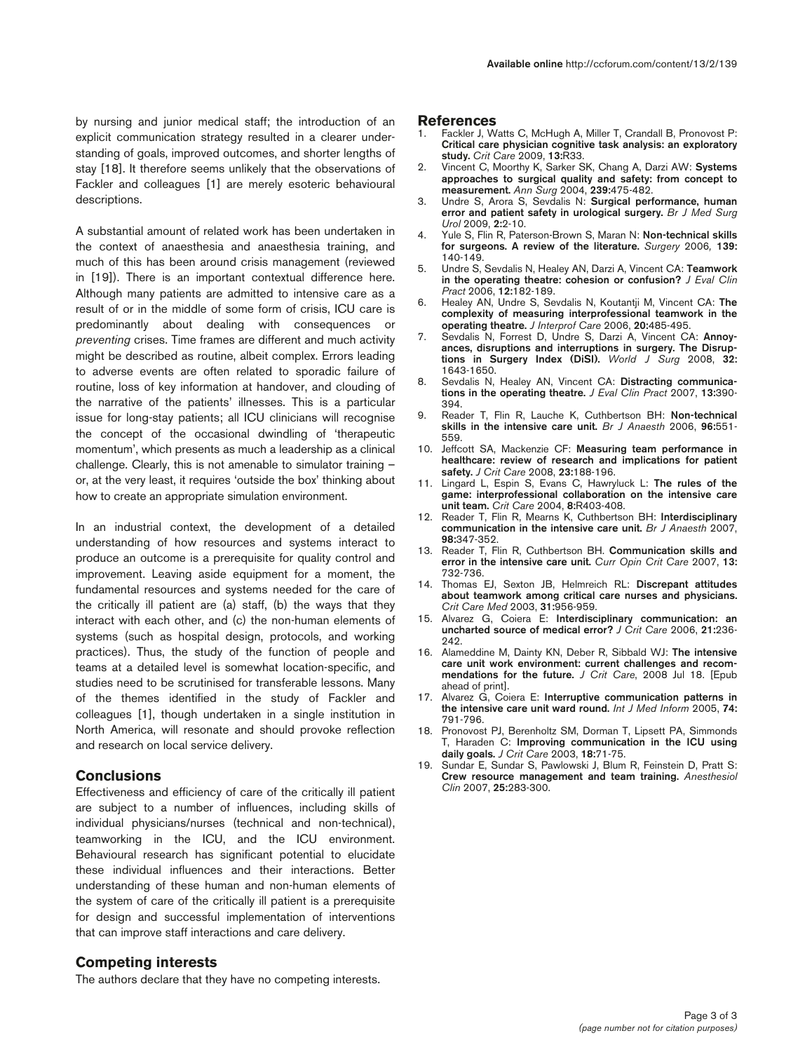by nursing and junior medical staff; the introduction of an explicit communication strategy resulted in a clearer understanding of goals, improved outcomes, and shorter lengths of stay [18]. It therefore seems unlikely that the observations of Fackler and colleagues [1] are merely esoteric behavioural descriptions.

A substantial amount of related work has been undertaken in the context of anaesthesia and anaesthesia training, and much of this has been around crisis management (reviewed in [19]). There is an important contextual difference here. Although many patients are admitted to intensive care as a result of or in the middle of some form of crisis, ICU care is predominantly about dealing with consequences or *preventing* crises. Time frames are different and much activity might be described as routine, albeit complex. Errors leading to adverse events are often related to sporadic failure of routine, loss of key information at handover, and clouding of the narrative of the patients' illnesses. This is a particular issue for long-stay patients; all ICU clinicians will recognise the concept of the occasional dwindling of 'therapeutic momentum', which presents as much a leadership as a clinical challenge. Clearly, this is not amenable to simulator training – or, at the very least, it requires 'outside the box' thinking about how to create an appropriate simulation environment.

In an industrial context, the development of a detailed understanding of how resources and systems interact to produce an outcome is a prerequisite for quality control and improvement. Leaving aside equipment for a moment, the fundamental resources and systems needed for the care of the critically ill patient are (a) staff, (b) the ways that they interact with each other, and (c) the non-human elements of systems (such as hospital design, protocols, and working practices). Thus, the study of the function of people and teams at a detailed level is somewhat location-specific, and studies need to be scrutinised for transferable lessons. Many of the themes identified in the study of Fackler and colleagues [1], though undertaken in a single institution in North America, will resonate and should provoke reflection and research on local service delivery.

## Conclusions

Effectiveness and efficiency of care of the critically ill patient are subject to a number of influences, including skills of individual physicians/nurses (technical and non-technical), teamworking in the ICU, and the ICU environment. Behavioural research has significant potential to elucidate these individual influences and their interactions. Better understanding of these human and non-human elements of the system of care of the critically ill patient is a prerequisite for design and successful implementation of interventions that can improve staff interactions and care delivery.

## Competing interests

The authors declare that they have no competing interests.

## References

1. Fackler J, Watts C, McHugh A, Miller T, Crandall B, Pronovost P: **Critical care physician cognitive task analysis: an exploratory study.** *Crit Care* 2009, **13:**R33.
2. Vincent C, Moorthy K, Sarker SK, Chang A, Darzi AW: **Systems approaches to surgical quality and safety: from concept to measurement.** *Ann Surg* 2004, **239:**475-482.
3. Undre S, Arora S, Sevdalis N: **Surgical performance, human error and patient safety in urological surgery.** *Br J Med Surg Urol* 2009, **2:**2-10.
4. Yule S, Flin R, Paterson-Brown S, Maran N: **Non-technical skills for surgeons. A review of the literature.** *Surgery* 2006, **139:** 140-149.
5. Undre S, Sevdalis N, Healey AN, Darzi A, Vincent CA: **Teamwork in the operating theatre: cohesion or confusion?** *J Eval Clin Pract* 2006, **12:**182-189.
6. Healey AN, Undre S, Sevdalis N, Koutantji M, Vincent CA: **The complexity of measuring interprofessional teamwork in the operating theatre.** *J Interprof Care* 2006, **20:**485-495.
7. Sevdalis N, Forrest D, Undre S, Darzi A, Vincent CA: **Annoyances, disruptions and interruptions in surgery. The Disruptions in Surgery Index (DiSI).** *World J Surg* 2008, **32:** 1643-1650.
8. Sevdalis N, Healey AN, Vincent CA: **Distracting communications in the operating theatre.** *J Eval Clin Pract* 2007, **13:**390-394.
9. Reader T, Flin R, Lauche K, Cuthbertson BH: **Non-technical skills in the intensive care unit.** *Br J Anaesth* 2006, **96:**551-559.
10. Jeffcott SA, Mackenzie CF: **Measuring team performance in healthcare: review of research and implications for patient safety.** *J Crit Care* 2008, **23:**188-196.
11. Lingard L, Espin S, Evans C, Hawryluck L: **The rules of the game: interprofessional collaboration on the intensive care unit team.** *Crit Care* 2004, **8:**R403-408.
12. Reader T, Flin R, Mearns K, Cuthbertson BH: **Interdisciplinary communication in the intensive care unit.** *Br J Anaesth* 2007, **98:**347-352.
13. Reader T, Flin R, Cuthbertson BH. **Communication skills and error in the intensive care unit.** *Curr Opin Crit Care* 2007, **13:** 732-736.
14. Thomas EJ, Sexton JB, Helmreich RL: **Discrepant attitudes about teamwork among critical care nurses and physicians.** *Crit Care Med* 2003, **31:**956-959.
15. Alvarez G, Coiera E: **Interdisciplinary communication: an uncharted source of medical error?** *J Crit Care* 2006, **21:**236-242.
16. Alameddine M, Dainty KN, Deber R, Sibbald WJ: **The intensive care unit work environment: current challenges and recommendations for the future.** *J Crit Care*, 2008 Jul 18. [Epub ahead of print].
17. Alvarez G, Coiera E: **Interruptive communication patterns in the intensive care unit ward round.** *Int J Med Inform* 2005, **74:** 791-796.
18. Pronovost PJ, Berenholtz SM, Dorman T, Lipsett PA, Simmonds T, Haraden C: **Improving communication in the ICU using daily goals.** *J Crit Care* 2003, **18:**71-75.
19. Sundar E, Sundar S, Pawlowski J, Blum R, Feinstein D, Pratt S: **Crew resource management and team training.** *Anesthesiol Clin* 2007, **25:**283-300.